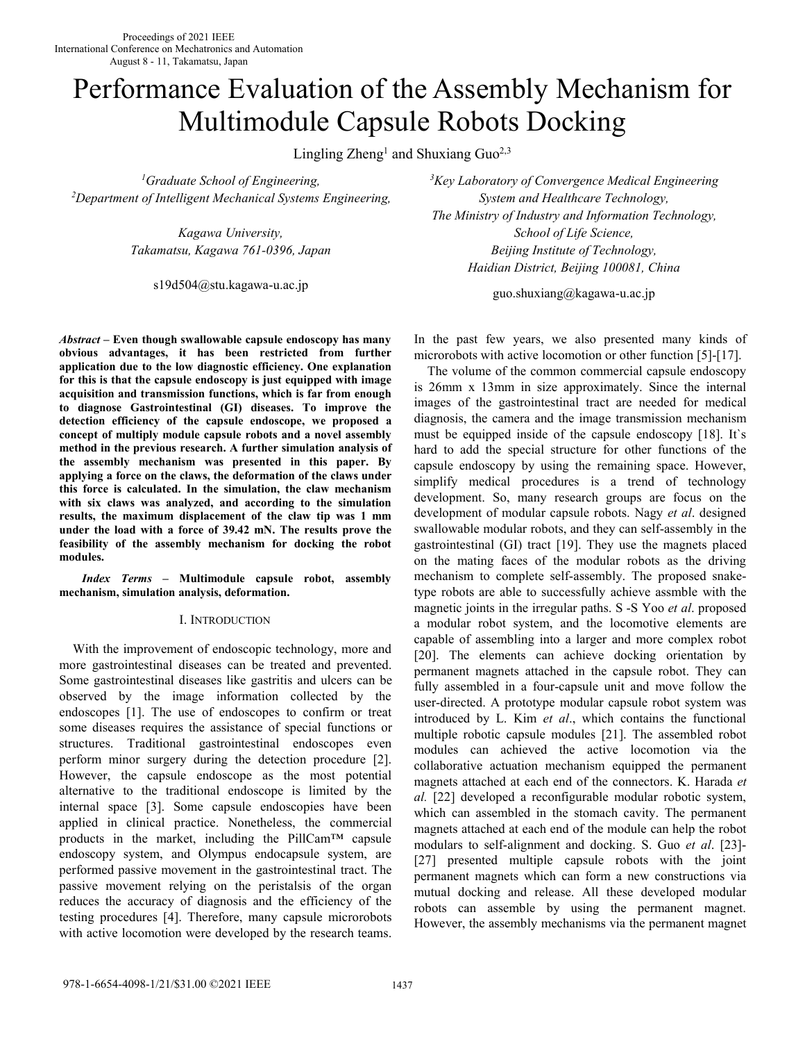# Performance Evaluation of the Assembly Mechanism for Multimodule Capsule Robots Docking

Lingling Zheng[1] and Shuxiang Guo[2,3]

[1]*Graduate School of Engineering,*
[2]*Department of Intelligent Mechanical Systems Engineering,*

*Kagawa University,*
*Takamatsu, Kagawa 761-0396, Japan*

s19d504@stu.kagawa-u.ac.jp

[3]*Key Laboratory of Convergence Medical Engineering System and Healthcare Technology,*
*The Ministry of Industry and Information Technology,*
*School of Life Science,*
*Beijing Institute of Technology,*
*Haidian District, Beijing 100081, China*

guo.shuxiang@kagawa-u.ac.jp

***Abstract* – Even though swallowable capsule endoscopy has many obvious advantages, it has been restricted from further application due to the low diagnostic efficiency. One explanation for this is that the capsule endoscopy is just equipped with image acquisition and transmission functions, which is far from enough to diagnose Gastrointestinal (GI) diseases. To improve the detection efficiency of the capsule endoscope, we proposed a concept of multiply module capsule robots and a novel assembly method in the previous research. A further simulation analysis of the assembly mechanism was presented in this paper. By applying a force on the claws, the deformation of the claws under this force is calculated. In the simulation, the claw mechanism with six claws was analyzed, and according to the simulation results, the maximum displacement of the claw tip was 1 mm under the load with a force of 39.42 mN. The results prove the feasibility of the assembly mechanism for docking the robot modules.**

***Index Terms* – Multimodule capsule robot, assembly mechanism, simulation analysis, deformation.**

## I. Introduction

With the improvement of endoscopic technology, more and more gastrointestinal diseases can be treated and prevented. Some gastrointestinal diseases like gastritis and ulcers can be observed by the image information collected by the endoscopes [1]. The use of endoscopes to confirm or treat some diseases requires the assistance of special functions or structures. Traditional gastrointestinal endoscopes even perform minor surgery during the detection procedure [2]. However, the capsule endoscope as the most potential alternative to the traditional endoscope is limited by the internal space [3]. Some capsule endoscopies have been applied in clinical practice. Nonetheless, the commercial products in the market, including the PillCam™ capsule endoscopy system, and Olympus endocapsule system, are performed passive movement in the gastrointestinal tract. The passive movement relying on the peristalsis of the organ reduces the accuracy of diagnosis and the efficiency of the testing procedures [4]. Therefore, many capsule microrobots with active locomotion were developed by the research teams. In the past few years, we also presented many kinds of microrobots with active locomotion or other function [5]-[17].

The volume of the common commercial capsule endoscopy is 26mm x 13mm in size approximately. Since the internal images of the gastrointestinal tract are needed for medical diagnosis, the camera and the image transmission mechanism must be equipped inside of the capsule endoscopy [18]. It`s hard to add the special structure for other functions of the capsule endoscopy by using the remaining space. However, simplify medical procedures is a trend of technology development. So, many research groups are focus on the development of modular capsule robots. Nagy *et al*. designed swallowable modular robots, and they can self-assembly in the gastrointestinal (GI) tract [19]. They use the magnets placed on the mating faces of the modular robots as the driving mechanism to complete self-assembly. The proposed snake-type robots are able to successfully achieve assmble with the magnetic joints in the irregular paths. S -S Yoo *et al*. proposed a modular robot system, and the locomotive elements are capable of assembling into a larger and more complex robot [20]. The elements can achieve docking orientation by permanent magnets attached in the capsule robot. They can fully assembled in a four-capsule unit and move follow the user-directed. A prototype modular capsule robot system was introduced by L. Kim *et al*., which contains the functional multiple robotic capsule modules [21]. The assembled robot modules can achieved the active locomotion via the collaborative actuation mechanism equipped the permanent magnets attached at each end of the connectors. K. Harada *et al.* [22] developed a reconfigurable modular robotic system, which can assembled in the stomach cavity. The permanent magnets attached at each end of the module can help the robot modulars to self-alignment and docking. S. Guo *et al*. [23]-[27] presented multiple capsule robots with the joint permanent magnets which can form a new constructions via mutual docking and release. All these developed modular robots can assemble by using the permanent magnet. However, the assembly mechanisms via the permanent magnet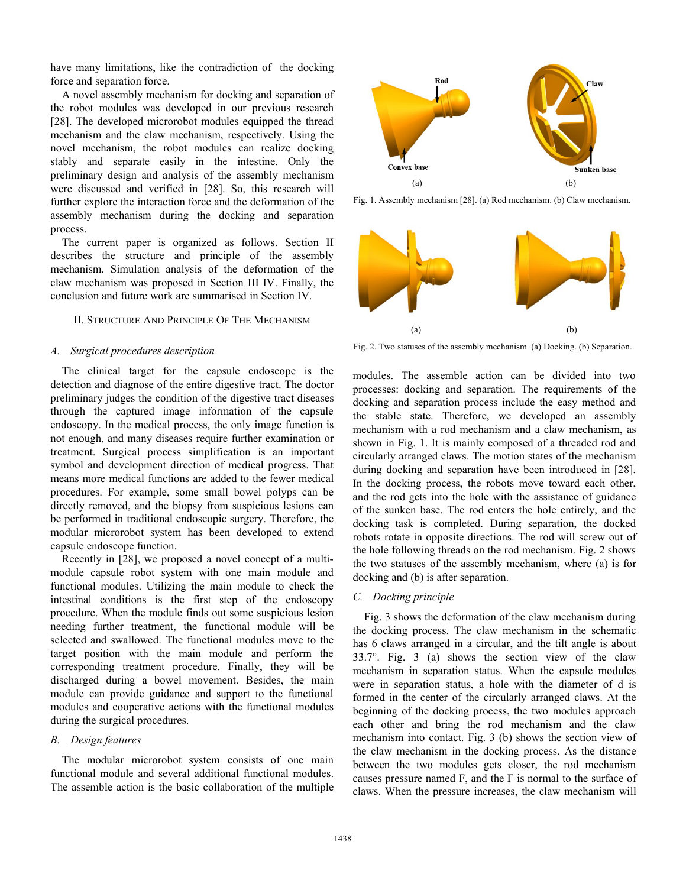have many limitations, like the contradiction of the docking force and separation force.

A novel assembly mechanism for docking and separation of the robot modules was developed in our previous research [28]. The developed microrobot modules equipped the thread mechanism and the claw mechanism, respectively. Using the novel mechanism, the robot modules can realize docking stably and separate easily in the intestine. Only the preliminary design and analysis of the assembly mechanism were discussed and verified in [28]. So, this research will further explore the interaction force and the deformation of the assembly mechanism during the docking and separation process.

The current paper is organized as follows. Section II describes the structure and principle of the assembly mechanism. Simulation analysis of the deformation of the claw mechanism was proposed in Section III IV. Finally, the conclusion and future work are summarised in Section IV.

## II. Structure And Principle Of The Mechanism

### A. Surgical procedures description

The clinical target for the capsule endoscope is the detection and diagnose of the entire digestive tract. The doctor preliminary judges the condition of the digestive tract diseases through the captured image information of the capsule endoscopy. In the medical process, the only image function is not enough, and many diseases require further examination or treatment. Surgical process simplification is an important symbol and development direction of medical progress. That means more medical functions are added to the fewer medical procedures. For example, some small bowel polyps can be directly removed, and the biopsy from suspicious lesions can be performed in traditional endoscopic surgery. Therefore, the modular microrobot system has been developed to extend capsule endoscope function.

Recently in [28], we proposed a novel concept of a multi-module capsule robot system with one main module and functional modules. Utilizing the main module to check the intestinal conditions is the first step of the endoscopy procedure. When the module finds out some suspicious lesion needing further treatment, the functional module will be selected and swallowed. The functional modules move to the target position with the main module and perform the corresponding treatment procedure. Finally, they will be discharged during a bowel movement. Besides, the main module can provide guidance and support to the functional modules and cooperative actions with the functional modules during the surgical procedures.

### B. Design features

The modular microrobot system consists of one main functional module and several additional functional modules. The assemble action is the basic collaboration of the multiple modules. The assemble action can be divided into two processes: docking and separation. The requirements of the docking and separation process include the easy method and the stable state. Therefore, we developed an assembly mechanism with a rod mechanism and a claw mechanism, as shown in Fig. 1. It is mainly composed of a threaded rod and circularly arranged claws. The motion states of the mechanism during docking and separation have been introduced in [28]. In the docking process, the robots move toward each other, and the rod gets into the hole with the assistance of guidance of the sunken base. The rod enters the hole entirely, and the docking task is completed. During separation, the docked robots rotate in opposite directions. The rod will screw out of the hole following threads on the rod mechanism. Fig. 2 shows the two statuses of the assembly mechanism, where (a) is for docking and (b) is after separation.

Fig. 1. Assembly mechanism [28]. (a) Rod mechanism. (b) Claw mechanism.

Fig. 2. Two statuses of the assembly mechanism. (a) Docking. (b) Separation.

### C. Docking principle

Fig. 3 shows the deformation of the claw mechanism during the docking process. The claw mechanism in the schematic has 6 claws arranged in a circular, and the tilt angle is about 33.7°. Fig. 3 (a) shows the section view of the claw mechanism in separation status. When the capsule modules were in separation status, a hole with the diameter of d is formed in the center of the circularly arranged claws. At the beginning of the docking process, the two modules approach each other and bring the rod mechanism and the claw mechanism into contact. Fig. 3 (b) shows the section view of the claw mechanism in the docking process. As the distance between the two modules gets closer, the rod mechanism causes pressure named F, and the F is normal to the surface of claws. When the pressure increases, the claw mechanism will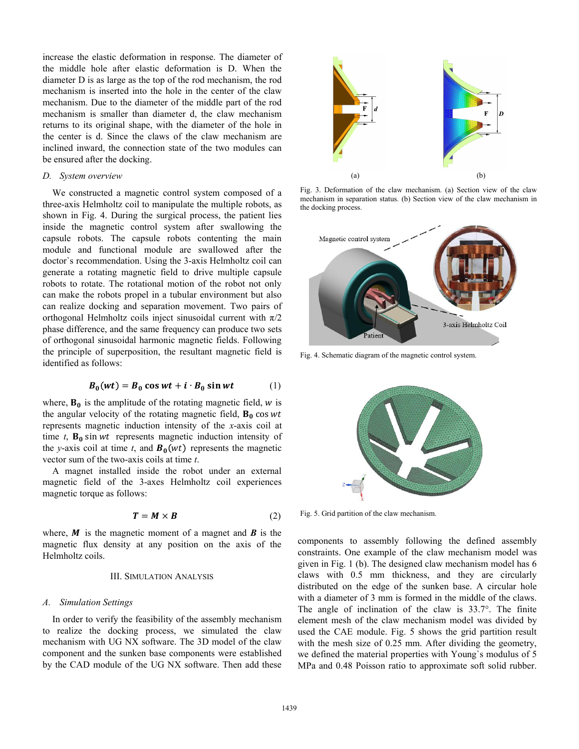increase the elastic deformation in response. The diameter of the middle hole after elastic deformation is D. When the diameter D is as large as the top of the rod mechanism, the rod mechanism is inserted into the hole in the center of the claw mechanism. Due to the diameter of the middle part of the rod mechanism is smaller than diameter d, the claw mechanism returns to its original shape, with the diameter of the hole in the center is d. Since the claws of the claw mechanism are inclined inward, the connection state of the two modules can be ensured after the docking.

### *D. System overview*

We constructed a magnetic control system composed of a three-axis Helmholtz coil to manipulate the multiple robots, as shown in Fig. 4. During the surgical process, the patient lies inside the magnetic control system after swallowing the capsule robots. The capsule robots contenting the main module and functional module are swallowed after the doctor`s recommendation. Using the 3-axis Helmholtz coil can generate a rotating magnetic field to drive multiple capsule robots to rotate. The rotational motion of the robot not only can make the robots propel in a tubular environment but also can realize docking and separation movement. Two pairs of orthogonal Helmholtz coils inject sinusoidal current with $\pi/2$ phase difference, and the same frequency can produce two sets of orthogonal sinusoidal harmonic magnetic fields. Following the principle of superposition, the resultant magnetic field is identified as follows:

$$\boldsymbol{B_0}(\boldsymbol{wt}) = \boldsymbol{B_0}\cos \boldsymbol{wt} + \boldsymbol{i}\cdot \boldsymbol{B_0}\sin \boldsymbol{wt} \tag{1}$$

where, $\mathbf{B_0}$ is the amplitude of the rotating magnetic field, $w$ is the angular velocity of the rotating magnetic field, $\mathbf{B_0}\cos wt$ represents magnetic induction intensity of the *x*-axis coil at time *t*, $\mathbf{B_0}\sin wt$ represents magnetic induction intensity of the *y*-axis coil at time *t*, and $\boldsymbol{B_0}(wt)$ represents the magnetic vector sum of the two-axis coils at time *t*.

A magnet installed inside the robot under an external magnetic field of the 3-axes Helmholtz coil experiences magnetic torque as follows:

$$\boldsymbol{T} = \boldsymbol{M} \times \boldsymbol{B} \tag{2}$$

where, $\boldsymbol{M}$ is the magnetic moment of a magnet and $\boldsymbol{B}$ is the magnetic flux density at any position on the axis of the Helmholtz coils.

## III. Simulation Analysis

### *A. Simulation Settings*

In order to verify the feasibility of the assembly mechanism to realize the docking process, we simulated the claw mechanism with UG NX software. The 3D model of the claw component and the sunken base components were established by the CAD module of the UG NX software. Then add these components to assembly following the defined assembly constraints. One example of the claw mechanism model was given in Fig. 1 (b). The designed claw mechanism model has 6 claws with 0.5 mm thickness, and they are circularly distributed on the edge of the sunken base. A circular hole with a diameter of 3 mm is formed in the middle of the claws. The angle of inclination of the claw is 33.7°. The finite element mesh of the claw mechanism model was divided by used the CAE module. Fig. 5 shows the grid partition result with the mesh size of 0.25 mm. After dividing the geometry, we defined the material properties with Young`s modulus of 5 MPa and 0.48 Poisson ratio to approximate soft solid rubber.

Fig. 3. Deformation of the claw mechanism. (a) Section view of the claw mechanism in separation status. (b) Section view of the claw mechanism in the docking process.

Fig. 4. Schematic diagram of the magnetic control system.

Fig. 5. Grid partition of the claw mechanism.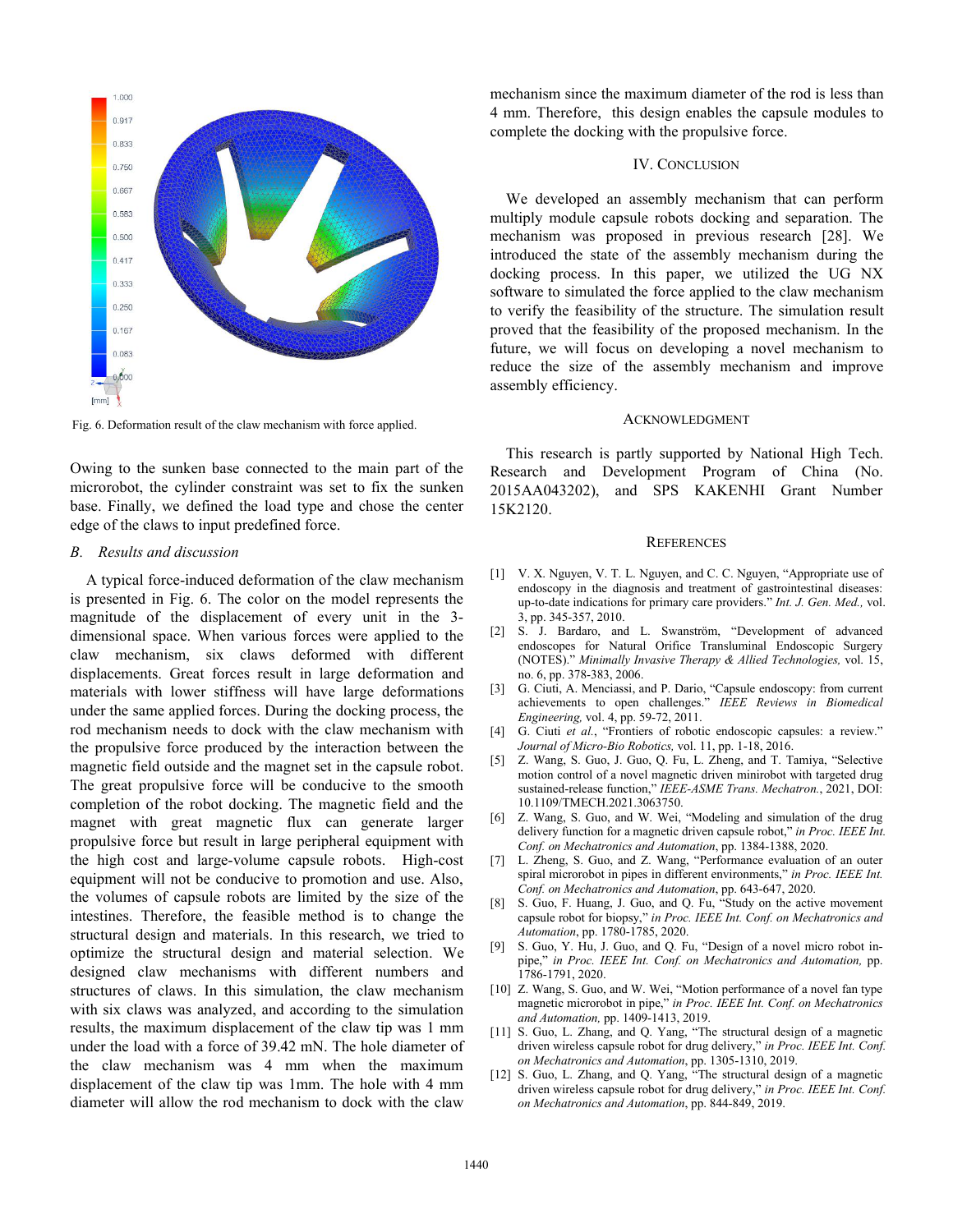Fig. 6. Deformation result of the claw mechanism with force applied.

Owing to the sunken base connected to the main part of the microrobot, the cylinder constraint was set to fix the sunken base. Finally, we defined the load type and chose the center edge of the claws to input predefined force.

### *B. Results and discussion*

A typical force-induced deformation of the claw mechanism is presented in Fig. 6. The color on the model represents the magnitude of the displacement of every unit in the 3-dimensional space. When various forces were applied to the claw mechanism, six claws deformed with different displacements. Great forces result in large deformation and materials with lower stiffness will have large deformations under the same applied forces. During the docking process, the rod mechanism needs to dock with the claw mechanism with the propulsive force produced by the interaction between the magnetic field outside and the magnet set in the capsule robot. The great propulsive force will be conducive to the smooth completion of the robot docking. The magnetic field and the magnet with great magnetic flux can generate larger propulsive force but result in large peripheral equipment with the high cost and large-volume capsule robots. High-cost equipment will not be conducive to promotion and use. Also, the volumes of capsule robots are limited by the size of the intestines. Therefore, the feasible method is to change the structural design and materials. In this research, we tried to optimize the structural design and material selection. We designed claw mechanisms with different numbers and structures of claws. In this simulation, the claw mechanism with six claws was analyzed, and according to the simulation results, the maximum displacement of the claw tip was 1 mm under the load with a force of 39.42 mN. The hole diameter of the claw mechanism was 4 mm when the maximum displacement of the claw tip was 1mm. The hole with 4 mm diameter will allow the rod mechanism to dock with the claw mechanism since the maximum diameter of the rod is less than 4 mm. Therefore, this design enables the capsule modules to complete the docking with the propulsive force.

## IV. Conclusion

We developed an assembly mechanism that can perform multiply module capsule robots docking and separation. The mechanism was proposed in previous research [28]. We introduced the state of the assembly mechanism during the docking process. In this paper, we utilized the UG NX software to simulated the force applied to the claw mechanism to verify the feasibility of the structure. The simulation result proved that the feasibility of the proposed mechanism. In the future, we will focus on developing a novel mechanism to reduce the size of the assembly mechanism and improve assembly efficiency.

## Acknowledgment

This research is partly supported by National High Tech. Research and Development Program of China (No. 2015AA043202), and SPS KAKENHI Grant Number 15K2120.

## References

[1] V. X. Nguyen, V. T. L. Nguyen, and C. C. Nguyen, "Appropriate use of endoscopy in the diagnosis and treatment of gastrointestinal diseases: up-to-date indications for primary care providers." *Int. J. Gen. Med.,* vol. 3, pp. 345-357, 2010.

[2] S. J. Bardaro, and L. Swanström, "Development of advanced endoscopes for Natural Orifice Transluminal Endoscopic Surgery (NOTES)." *Minimally Invasive Therapy & Allied Technologies,* vol. 15, no. 6, pp. 378-383, 2006.

[3] G. Ciuti, A. Menciassi, and P. Dario, "Capsule endoscopy: from current achievements to open challenges." *IEEE Reviews in Biomedical Engineering,* vol. 4, pp. 59-72, 2011.

[4] G. Ciuti *et al.*, "Frontiers of robotic endoscopic capsules: a review." *Journal of Micro-Bio Robotics,* vol. 11, pp. 1-18, 2016.

[5] Z. Wang, S. Guo, J. Guo, Q. Fu, L. Zheng, and T. Tamiya, "Selective motion control of a novel magnetic driven minirobot with targeted drug sustained-release function," *IEEE-ASME Trans. Mechatron.*, 2021, DOI: 10.1109/TMECH.2021.3063750.

[6] Z. Wang, S. Guo, and W. Wei, "Modeling and simulation of the drug delivery function for a magnetic driven capsule robot," *in Proc. IEEE Int. Conf. on Mechatronics and Automation*, pp. 1384-1388, 2020.

[7] L. Zheng, S. Guo, and Z. Wang, "Performance evaluation of an outer spiral microrobot in pipes in different environments," *in Proc. IEEE Int. Conf. on Mechatronics and Automation*, pp. 643-647, 2020.

[8] S. Guo, F. Huang, J. Guo, and Q. Fu, "Study on the active movement capsule robot for biopsy," *in Proc. IEEE Int. Conf. on Mechatronics and Automation*, pp. 1780-1785, 2020.

[9] S. Guo, Y. Hu, J. Guo, and Q. Fu, "Design of a novel micro robot in-pipe," *in Proc. IEEE Int. Conf. on Mechatronics and Automation,* pp. 1786-1791, 2020.

[10] Z. Wang, S. Guo, and W. Wei, "Motion performance of a novel fan type magnetic microrobot in pipe," *in Proc. IEEE Int. Conf. on Mechatronics and Automation,* pp. 1409-1413, 2019.

[11] S. Guo, L. Zhang, and Q. Yang, "The structural design of a magnetic driven wireless capsule robot for drug delivery," *in Proc. IEEE Int. Conf. on Mechatronics and Automation*, pp. 1305-1310, 2019.

[12] S. Guo, L. Zhang, and Q. Yang, "The structural design of a magnetic driven wireless capsule robot for drug delivery," *in Proc. IEEE Int. Conf. on Mechatronics and Automation*, pp. 844-849, 2019.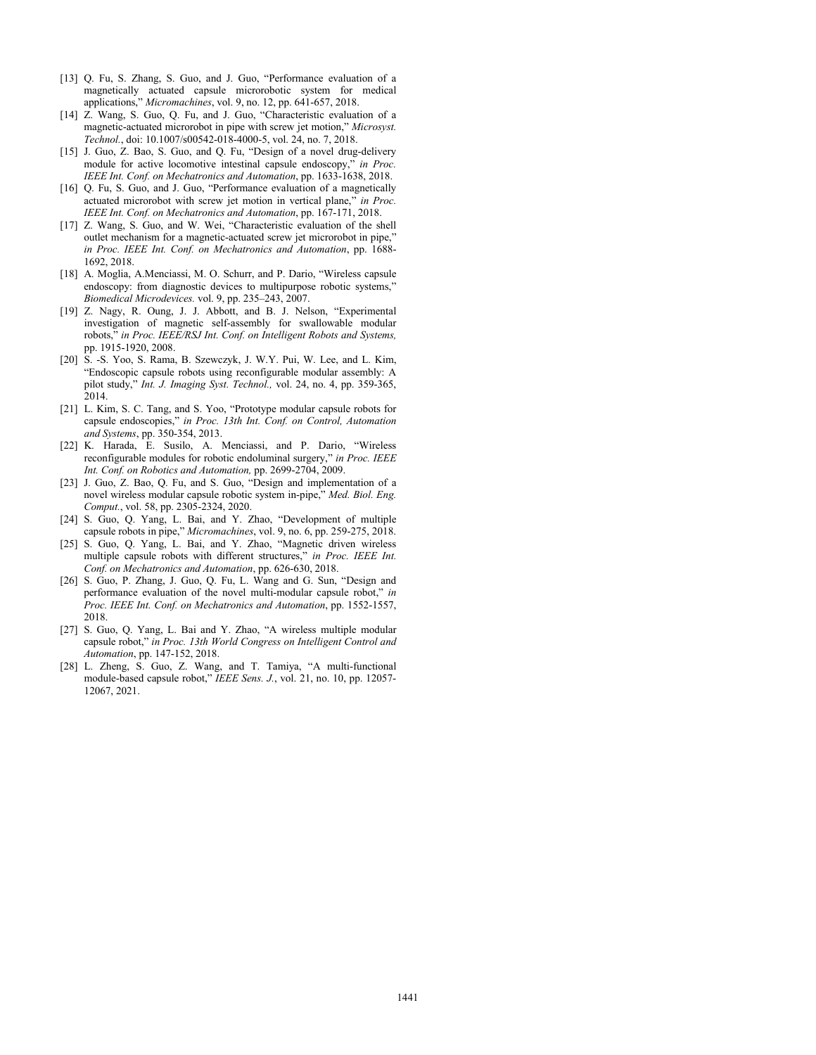[13] Q. Fu, S. Zhang, S. Guo, and J. Guo, "Performance evaluation of a magnetically actuated capsule microrobotic system for medical applications," *Micromachines*, vol. 9, no. 12, pp. 641-657, 2018.

[14] Z. Wang, S. Guo, Q. Fu, and J. Guo, "Characteristic evaluation of a magnetic-actuated microrobot in pipe with screw jet motion," *Microsyst. Technol.*, doi: 10.1007/s00542-018-4000-5, vol. 24, no. 7, 2018.

[15] J. Guo, Z. Bao, S. Guo, and Q. Fu, "Design of a novel drug-delivery module for active locomotive intestinal capsule endoscopy," *in Proc. IEEE Int. Conf. on Mechatronics and Automation*, pp. 1633-1638, 2018.

[16] Q. Fu, S. Guo, and J. Guo, "Performance evaluation of a magnetically actuated microrobot with screw jet motion in vertical plane," *in Proc. IEEE Int. Conf. on Mechatronics and Automation*, pp. 167-171, 2018.

[17] Z. Wang, S. Guo, and W. Wei, "Characteristic evaluation of the shell outlet mechanism for a magnetic-actuated screw jet microrobot in pipe," *in Proc. IEEE Int. Conf. on Mechatronics and Automation*, pp. 1688-1692, 2018.

[18] A. Moglia, A.Menciassi, M. O. Schurr, and P. Dario, "Wireless capsule endoscopy: from diagnostic devices to multipurpose robotic systems," *Biomedical Microdevices.* vol. 9, pp. 235–243, 2007.

[19] Z. Nagy, R. Oung, J. J. Abbott, and B. J. Nelson, "Experimental investigation of magnetic self-assembly for swallowable modular robots," *in Proc. IEEE/RSJ Int. Conf. on Intelligent Robots and Systems,* pp. 1915-1920, 2008.

[20] S. -S. Yoo, S. Rama, B. Szewczyk, J. W.Y. Pui, W. Lee, and L. Kim, "Endoscopic capsule robots using reconfigurable modular assembly: A pilot study," *Int. J. Imaging Syst. Technol.,* vol. 24, no. 4, pp. 359-365, 2014.

[21] L. Kim, S. C. Tang, and S. Yoo, "Prototype modular capsule robots for capsule endoscopies," *in Proc. 13th Int. Conf. on Control, Automation and Systems*, pp. 350-354, 2013.

[22] K. Harada, E. Susilo, A. Menciassi, and P. Dario, "Wireless reconfigurable modules for robotic endoluminal surgery," *in Proc. IEEE Int. Conf. on Robotics and Automation,* pp. 2699-2704, 2009.

[23] J. Guo, Z. Bao, Q. Fu, and S. Guo, "Design and implementation of a novel wireless modular capsule robotic system in-pipe," *Med. Biol. Eng. Comput.*, vol. 58, pp. 2305-2324, 2020.

[24] S. Guo, Q. Yang, L. Bai, and Y. Zhao, "Development of multiple capsule robots in pipe," *Micromachines*, vol. 9, no. 6, pp. 259-275, 2018.

[25] S. Guo, Q. Yang, L. Bai, and Y. Zhao, "Magnetic driven wireless multiple capsule robots with different structures," *in Proc. IEEE Int. Conf. on Mechatronics and Automation*, pp. 626-630, 2018.

[26] S. Guo, P. Zhang, J. Guo, Q. Fu, L. Wang and G. Sun, "Design and performance evaluation of the novel multi-modular capsule robot," *in Proc. IEEE Int. Conf. on Mechatronics and Automation*, pp. 1552-1557, 2018.

[27] S. Guo, Q. Yang, L. Bai and Y. Zhao, "A wireless multiple modular capsule robot," *in Proc. 13th World Congress on Intelligent Control and Automation*, pp. 147-152, 2018.

[28] L. Zheng, S. Guo, Z. Wang, and T. Tamiya, "A multi-functional module-based capsule robot," *IEEE Sens. J.*, vol. 21, no. 10, pp. 12057-12067, 2021.